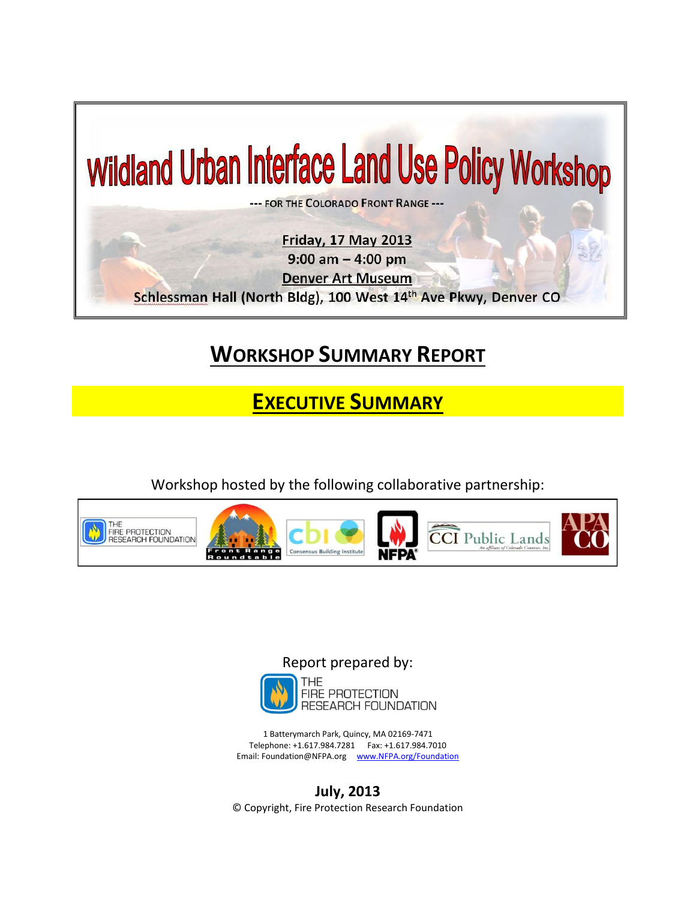# Wildland Urban Interface Land Use Policy Workshop

--- FOR THE COLORADO FRONT RANGE ---

Friday, 17 May 2013
9:00 am – 4:00 pm
Denver Art Museum
Schlessman Hall (North Bldg), 100 West 14th Ave Pkwy, Denver CO

## WORKSHOP SUMMARY REPORT

## EXECUTIVE SUMMARY

Workshop hosted by the following collaborative partnership:

The Fire Protection Research Foundation | Front Range Roundtable | cbi Consensus Building Institute | NFPA | CCI Public Lands | APA CO

Report prepared by:

The Fire Protection Research Foundation

1 Batterymarch Park, Quincy, MA 02169-7471
Telephone: +1.617.984.7281 Fax: +1.617.984.7010
Email: Foundation@NFPA.org www.NFPA.org/Foundation

**July, 2013**

© Copyright, Fire Protection Research Foundation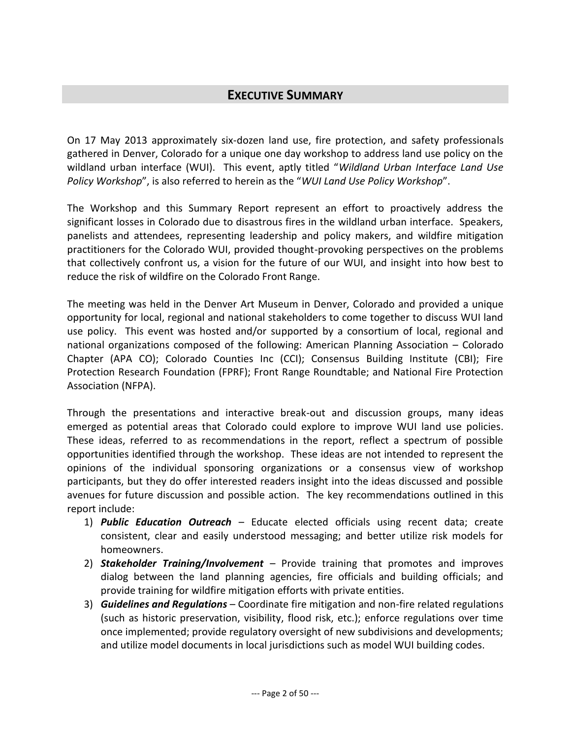# EXECUTIVE SUMMARY

On 17 May 2013 approximately six-dozen land use, fire protection, and safety professionals gathered in Denver, Colorado for a unique one day workshop to address land use policy on the wildland urban interface (WUI). This event, aptly titled "*Wildland Urban Interface Land Use Policy Workshop*", is also referred to herein as the "*WUI Land Use Policy Workshop*".

The Workshop and this Summary Report represent an effort to proactively address the significant losses in Colorado due to disastrous fires in the wildland urban interface. Speakers, panelists and attendees, representing leadership and policy makers, and wildfire mitigation practitioners for the Colorado WUI, provided thought-provoking perspectives on the problems that collectively confront us, a vision for the future of our WUI, and insight into how best to reduce the risk of wildfire on the Colorado Front Range.

The meeting was held in the Denver Art Museum in Denver, Colorado and provided a unique opportunity for local, regional and national stakeholders to come together to discuss WUI land use policy. This event was hosted and/or supported by a consortium of local, regional and national organizations composed of the following: American Planning Association – Colorado Chapter (APA CO); Colorado Counties Inc (CCI); Consensus Building Institute (CBI); Fire Protection Research Foundation (FPRF); Front Range Roundtable; and National Fire Protection Association (NFPA).

Through the presentations and interactive break-out and discussion groups, many ideas emerged as potential areas that Colorado could explore to improve WUI land use policies. These ideas, referred to as recommendations in the report, reflect a spectrum of possible opportunities identified through the workshop. These ideas are not intended to represent the opinions of the individual sponsoring organizations or a consensus view of workshop participants, but they do offer interested readers insight into the ideas discussed and possible avenues for future discussion and possible action. The key recommendations outlined in this report include:

1) ***Public Education Outreach*** – Educate elected officials using recent data; create consistent, clear and easily understood messaging; and better utilize risk models for homeowners.
2) ***Stakeholder Training/Involvement*** – Provide training that promotes and improves dialog between the land planning agencies, fire officials and building officials; and provide training for wildfire mitigation efforts with private entities.
3) ***Guidelines and Regulations*** – Coordinate fire mitigation and non-fire related regulations (such as historic preservation, visibility, flood risk, etc.); enforce regulations over time once implemented; provide regulatory oversight of new subdivisions and developments; and utilize model documents in local jurisdictions such as model WUI building codes.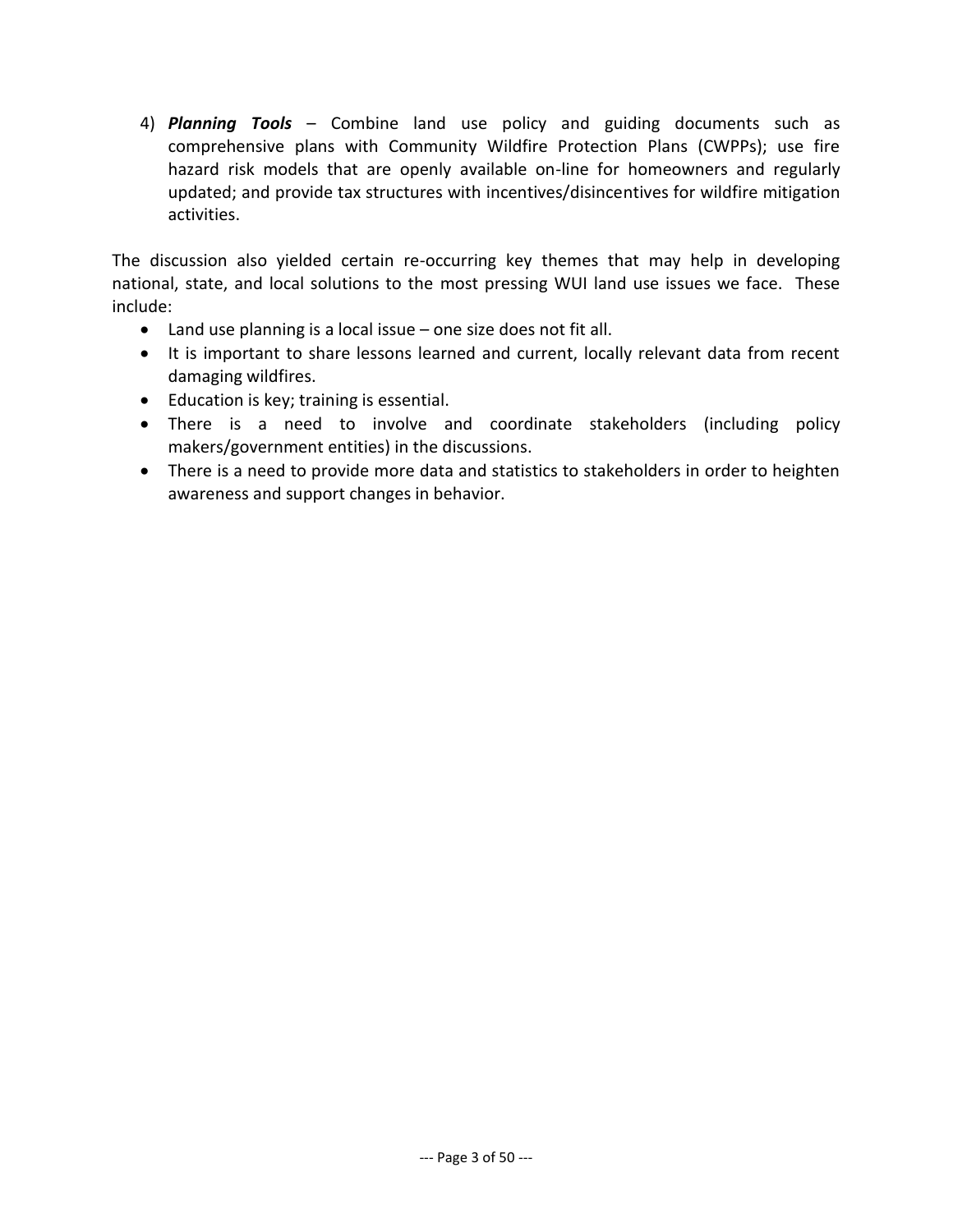4) ***Planning Tools*** – Combine land use policy and guiding documents such as comprehensive plans with Community Wildfire Protection Plans (CWPPs); use fire hazard risk models that are openly available on-line for homeowners and regularly updated; and provide tax structures with incentives/disincentives for wildfire mitigation activities.

The discussion also yielded certain re-occurring key themes that may help in developing national, state, and local solutions to the most pressing WUI land use issues we face. These include:

- Land use planning is a local issue – one size does not fit all.
- It is important to share lessons learned and current, locally relevant data from recent damaging wildfires.
- Education is key; training is essential.
- There is a need to involve and coordinate stakeholders (including policy makers/government entities) in the discussions.
- There is a need to provide more data and statistics to stakeholders in order to heighten awareness and support changes in behavior.